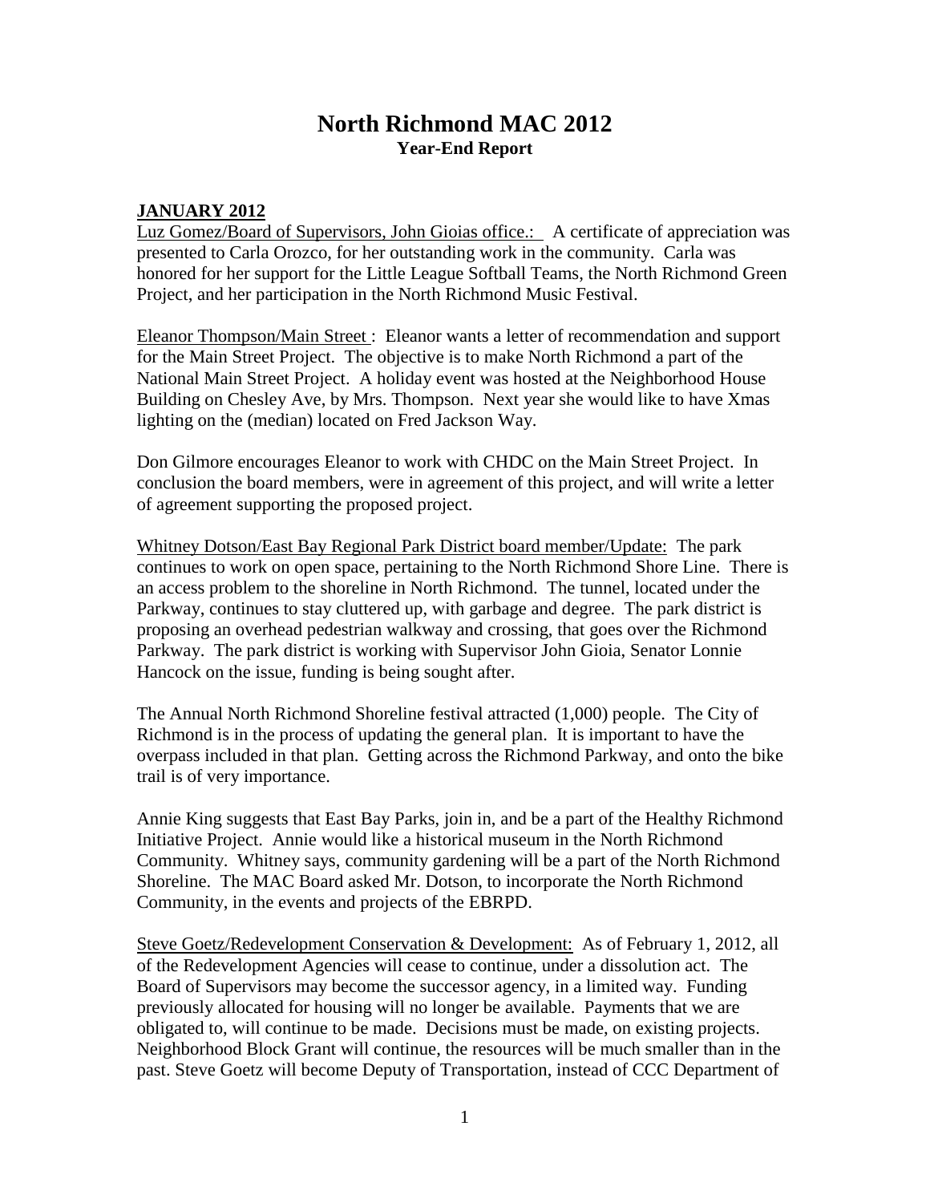# North Richmond MAC 2012

**Year-End Report**

**JANUARY 2012**

Luz Gomez/Board of Supervisors, John Gioias office.: A certificate of appreciation was presented to Carla Orozco, for her outstanding work in the community. Carla was honored for her support for the Little League Softball Teams, the North Richmond Green Project, and her participation in the North Richmond Music Festival.

Eleanor Thompson/Main Street : Eleanor wants a letter of recommendation and support for the Main Street Project. The objective is to make North Richmond a part of the National Main Street Project. A holiday event was hosted at the Neighborhood House Building on Chesley Ave, by Mrs. Thompson. Next year she would like to have Xmas lighting on the (median) located on Fred Jackson Way.

Don Gilmore encourages Eleanor to work with CHDC on the Main Street Project. In conclusion the board members, were in agreement of this project, and will write a letter of agreement supporting the proposed project.

Whitney Dotson/East Bay Regional Park District board member/Update: The park continues to work on open space, pertaining to the North Richmond Shore Line. There is an access problem to the shoreline in North Richmond. The tunnel, located under the Parkway, continues to stay cluttered up, with garbage and degree. The park district is proposing an overhead pedestrian walkway and crossing, that goes over the Richmond Parkway. The park district is working with Supervisor John Gioia, Senator Lonnie Hancock on the issue, funding is being sought after.

The Annual North Richmond Shoreline festival attracted (1,000) people. The City of Richmond is in the process of updating the general plan. It is important to have the overpass included in that plan. Getting across the Richmond Parkway, and onto the bike trail is of very importance.

Annie King suggests that East Bay Parks, join in, and be a part of the Healthy Richmond Initiative Project. Annie would like a historical museum in the North Richmond Community. Whitney says, community gardening will be a part of the North Richmond Shoreline. The MAC Board asked Mr. Dotson, to incorporate the North Richmond Community, in the events and projects of the EBRPD.

Steve Goetz/Redevelopment Conservation & Development: As of February 1, 2012, all of the Redevelopment Agencies will cease to continue, under a dissolution act. The Board of Supervisors may become the successor agency, in a limited way. Funding previously allocated for housing will no longer be available. Payments that we are obligated to, will continue to be made. Decisions must be made, on existing projects. Neighborhood Block Grant will continue, the resources will be much smaller than in the past. Steve Goetz will become Deputy of Transportation, instead of CCC Department of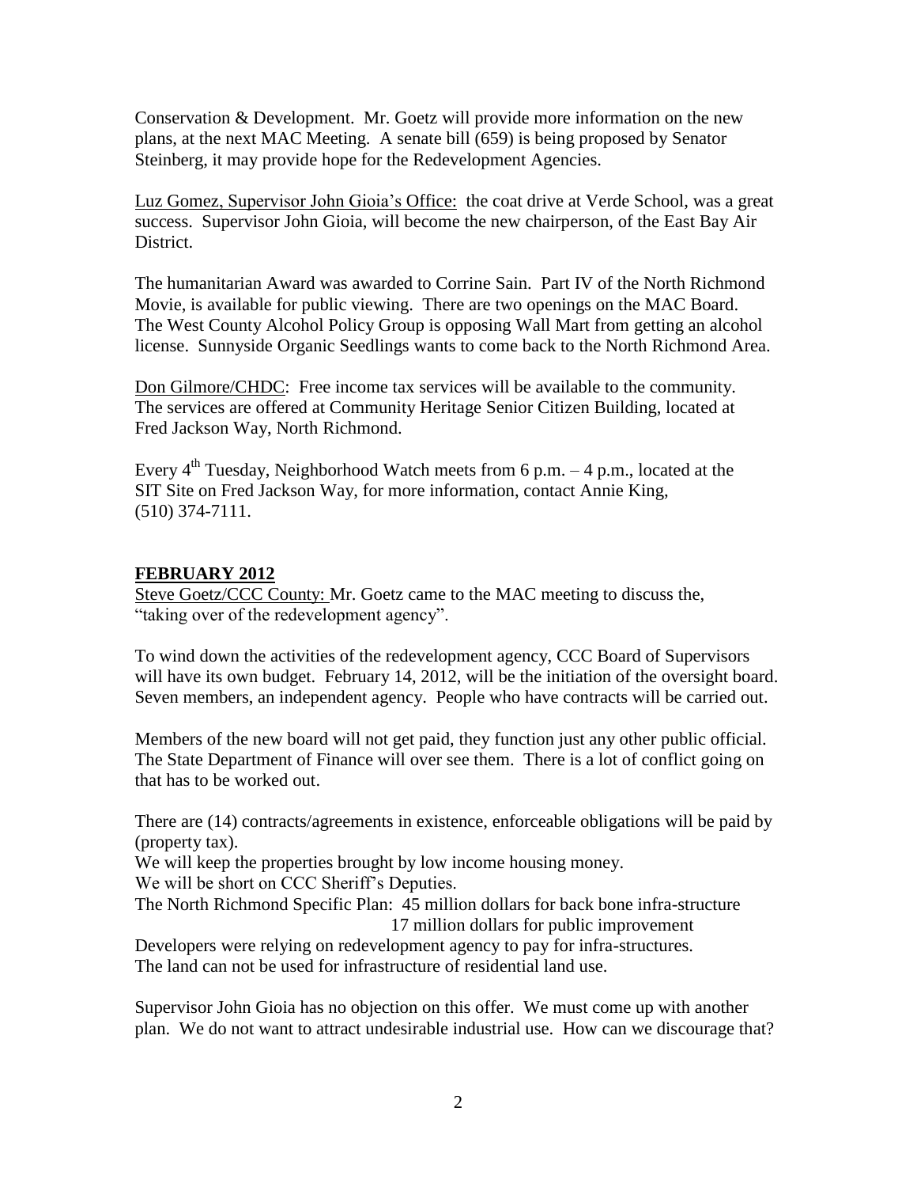Conservation & Development. Mr. Goetz will provide more information on the new plans, at the next MAC Meeting. A senate bill (659) is being proposed by Senator Steinberg, it may provide hope for the Redevelopment Agencies.

<u>Luz Gomez, Supervisor John Gioia's Office:</u> the coat drive at Verde School, was a great success. Supervisor John Gioia, will become the new chairperson, of the East Bay Air District.

The humanitarian Award was awarded to Corrine Sain. Part IV of the North Richmond Movie, is available for public viewing. There are two openings on the MAC Board. The West County Alcohol Policy Group is opposing Wall Mart from getting an alcohol license. Sunnyside Organic Seedlings wants to come back to the North Richmond Area.

<u>Don Gilmore/CHDC</u>: Free income tax services will be available to the community. The services are offered at Community Heritage Senior Citizen Building, located at Fred Jackson Way, North Richmond.

Every 4th Tuesday, Neighborhood Watch meets from 6 p.m. – 4 p.m., located at the SIT Site on Fred Jackson Way, for more information, contact Annie King, (510) 374-7111.

## FEBRUARY 2012

<u>Steve Goetz/CCC County:</u> Mr. Goetz came to the MAC meeting to discuss the, "taking over of the redevelopment agency".

To wind down the activities of the redevelopment agency, CCC Board of Supervisors will have its own budget. February 14, 2012, will be the initiation of the oversight board. Seven members, an independent agency. People who have contracts will be carried out.

Members of the new board will not get paid, they function just any other public official. The State Department of Finance will over see them. There is a lot of conflict going on that has to be worked out.

There are (14) contracts/agreements in existence, enforceable obligations will be paid by (property tax).

We will keep the properties brought by low income housing money.

We will be short on CCC Sheriff's Deputies.

The North Richmond Specific Plan: 45 million dollars for back bone infra-structure
17 million dollars for public improvement

Developers were relying on redevelopment agency to pay for infra-structures.

The land can not be used for infrastructure of residential land use.

Supervisor John Gioia has no objection on this offer. We must come up with another plan. We do not want to attract undesirable industrial use. How can we discourage that?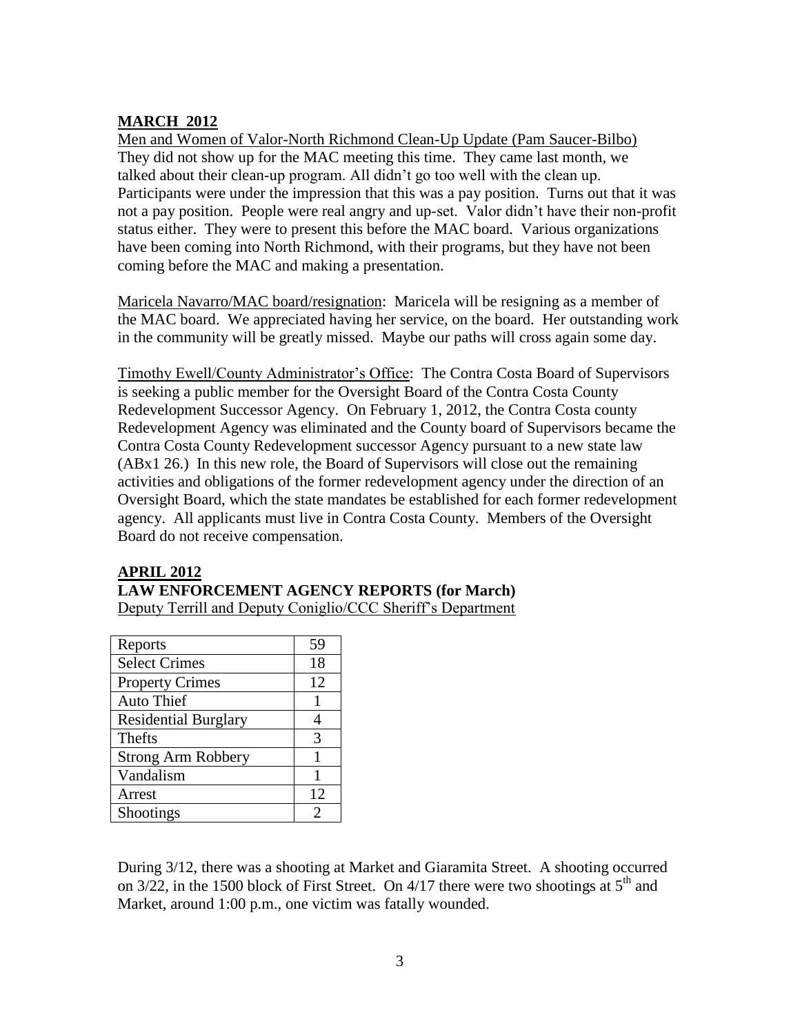**MARCH 2012**

Men and Women of Valor-North Richmond Clean-Up Update (Pam Saucer-Bilbo)
They did not show up for the MAC meeting this time. They came last month, we talked about their clean-up program. All didn't go too well with the clean up. Participants were under the impression that this was a pay position. Turns out that it was not a pay position. People were real angry and up-set. Valor didn't have their non-profit status either. They were to present this before the MAC board. Various organizations have been coming into North Richmond, with their programs, but they have not been coming before the MAC and making a presentation.

Maricela Navarro/MAC board/resignation: Maricela will be resigning as a member of the MAC board. We appreciated having her service, on the board. Her outstanding work in the community will be greatly missed. Maybe our paths will cross again some day.

Timothy Ewell/County Administrator's Office: The Contra Costa Board of Supervisors is seeking a public member for the Oversight Board of the Contra Costa County Redevelopment Successor Agency. On February 1, 2012, the Contra Costa county Redevelopment Agency was eliminated and the County board of Supervisors became the Contra Costa County Redevelopment successor Agency pursuant to a new state law (ABx1 26.) In this new role, the Board of Supervisors will close out the remaining activities and obligations of the former redevelopment agency under the direction of an Oversight Board, which the state mandates be established for each former redevelopment agency. All applicants must live in Contra Costa County. Members of the Oversight Board do not receive compensation.

**APRIL 2012**

**LAW ENFORCEMENT AGENCY REPORTS (for March)**

Deputy Terrill and Deputy Coniglio/CCC Sheriff's Department

| Reports | 59 |
|---|---|
| Select Crimes | 18 |
| Property Crimes | 12 |
| Auto Thief | 1 |
| Residential Burglary | 4 |
| Thefts | 3 |
| Strong Arm Robbery | 1 |
| Vandalism | 1 |
| Arrest | 12 |
| Shootings | 2 |

During 3/12, there was a shooting at Market and Giaramita Street. A shooting occurred on 3/22, in the 1500 block of First Street. On 4/17 there were two shootings at 5th and Market, around 1:00 p.m., one victim was fatally wounded.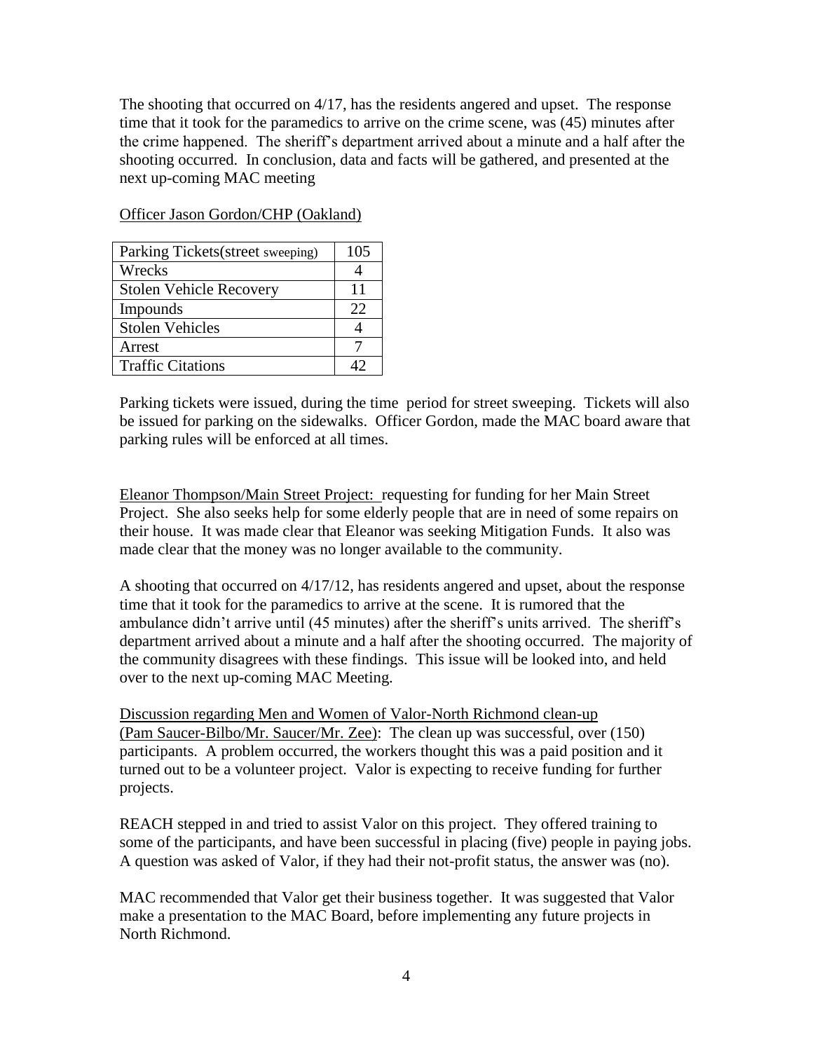The shooting that occurred on 4/17, has the residents angered and upset. The response time that it took for the paramedics to arrive on the crime scene, was (45) minutes after the crime happened. The sheriff's department arrived about a minute and a half after the shooting occurred. In conclusion, data and facts will be gathered, and presented at the next up-coming MAC meeting

<u>Officer Jason Gordon/CHP (Oakland)</u>

| Parking Tickets(street sweeping) | 105 |
|---|---|
| Wrecks | 4 |
| Stolen Vehicle Recovery | 11 |
| Impounds | 22 |
| Stolen Vehicles | 4 |
| Arrest | 7 |
| Traffic Citations | 42 |

Parking tickets were issued, during the time period for street sweeping. Tickets will also be issued for parking on the sidewalks. Officer Gordon, made the MAC board aware that parking rules will be enforced at all times.

<u>Eleanor Thompson/Main Street Project:</u> requesting for funding for her Main Street Project. She also seeks help for some elderly people that are in need of some repairs on their house. It was made clear that Eleanor was seeking Mitigation Funds. It also was made clear that the money was no longer available to the community.

A shooting that occurred on 4/17/12, has residents angered and upset, about the response time that it took for the paramedics to arrive at the scene. It is rumored that the ambulance didn't arrive until (45 minutes) after the sheriff's units arrived. The sheriff's department arrived about a minute and a half after the shooting occurred. The majority of the community disagrees with these findings. This issue will be looked into, and held over to the next up-coming MAC Meeting.

<u>Discussion regarding Men and Women of Valor-North Richmond clean-up (Pam Saucer-Bilbo/Mr. Saucer/Mr. Zee)</u>: The clean up was successful, over (150) participants. A problem occurred, the workers thought this was a paid position and it turned out to be a volunteer project. Valor is expecting to receive funding for further projects.

REACH stepped in and tried to assist Valor on this project. They offered training to some of the participants, and have been successful in placing (five) people in paying jobs. A question was asked of Valor, if they had their not-profit status, the answer was (no).

MAC recommended that Valor get their business together. It was suggested that Valor make a presentation to the MAC Board, before implementing any future projects in North Richmond.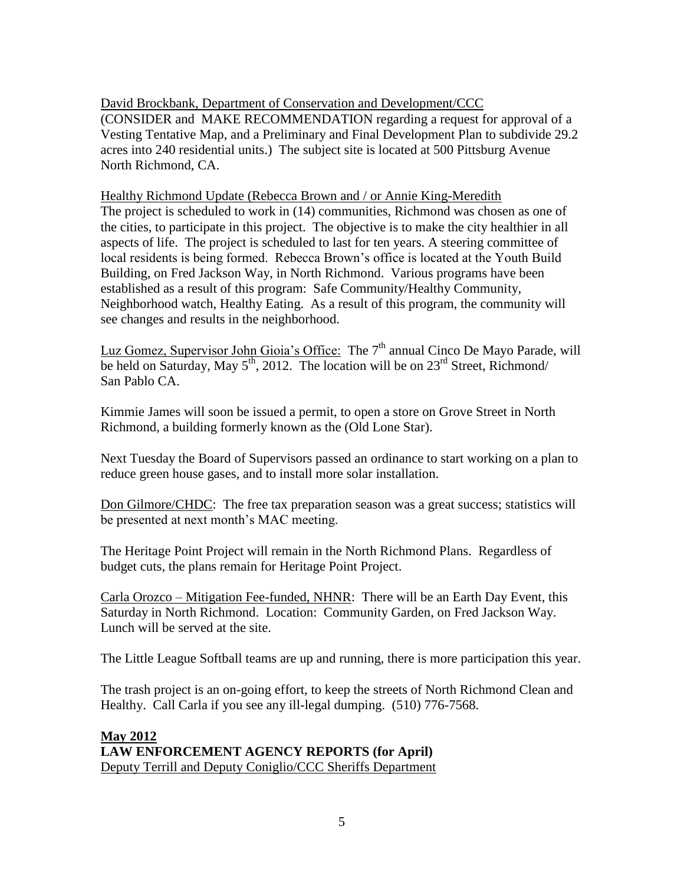David Brockbank, Department of Conservation and Development/CCC
(CONSIDER and MAKE RECOMMENDATION regarding a request for approval of a Vesting Tentative Map, and a Preliminary and Final Development Plan to subdivide 29.2 acres into 240 residential units.) The subject site is located at 500 Pittsburg Avenue North Richmond, CA.

Healthy Richmond Update (Rebecca Brown and / or Annie King-Meredith
The project is scheduled to work in (14) communities, Richmond was chosen as one of the cities, to participate in this project. The objective is to make the city healthier in all aspects of life. The project is scheduled to last for ten years. A steering committee of local residents is being formed. Rebecca Brown's office is located at the Youth Build Building, on Fred Jackson Way, in North Richmond. Various programs have been established as a result of this program: Safe Community/Healthy Community, Neighborhood watch, Healthy Eating. As a result of this program, the community will see changes and results in the neighborhood.

Luz Gomez, Supervisor John Gioia's Office: The 7th annual Cinco De Mayo Parade, will be held on Saturday, May 5th, 2012. The location will be on 23rd Street, Richmond/ San Pablo CA.

Kimmie James will soon be issued a permit, to open a store on Grove Street in North Richmond, a building formerly known as the (Old Lone Star).

Next Tuesday the Board of Supervisors passed an ordinance to start working on a plan to reduce green house gases, and to install more solar installation.

Don Gilmore/CHDC: The free tax preparation season was a great success; statistics will be presented at next month's MAC meeting.

The Heritage Point Project will remain in the North Richmond Plans. Regardless of budget cuts, the plans remain for Heritage Point Project.

Carla Orozco – Mitigation Fee-funded, NHNR: There will be an Earth Day Event, this Saturday in North Richmond. Location: Community Garden, on Fred Jackson Way. Lunch will be served at the site.

The Little League Softball teams are up and running, there is more participation this year.

The trash project is an on-going effort, to keep the streets of North Richmond Clean and Healthy. Call Carla if you see any ill-legal dumping. (510) 776-7568.

**May 2012**
**LAW ENFORCEMENT AGENCY REPORTS (for April)**
Deputy Terrill and Deputy Coniglio/CCC Sheriffs Department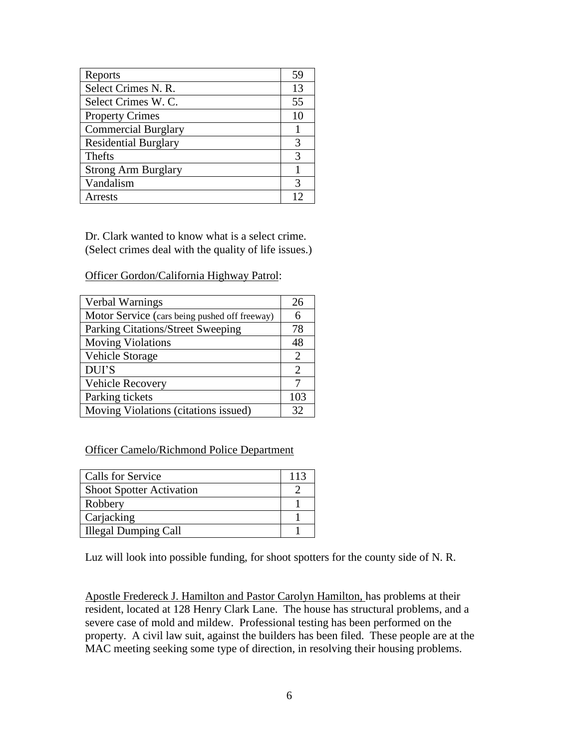| Reports | 59 |
|---|---|
| Select Crimes N. R. | 13 |
| Select Crimes W. C. | 55 |
| Property Crimes | 10 |
| Commercial Burglary | 1 |
| Residential Burglary | 3 |
| Thefts | 3 |
| Strong Arm Burglary | 1 |
| Vandalism | 3 |
| Arrests | 12 |

Dr. Clark wanted to know what is a select crime.
(Select crimes deal with the quality of life issues.)

Officer Gordon/California Highway Patrol:

| Verbal Warnings | 26 |
|---|---|
| Motor Service (cars being pushed off freeway) | 6 |
| Parking Citations/Street Sweeping | 78 |
| Moving Violations | 48 |
| Vehicle Storage | 2 |
| DUI'S | 2 |
| Vehicle Recovery | 7 |
| Parking tickets | 103 |
| Moving Violations (citations issued) | 32 |

Officer Camelo/Richmond Police Department

| Calls for Service | 113 |
|---|---|
| Shoot Spotter Activation | 2 |
| Robbery | 1 |
| Carjacking | 1 |
| Illegal Dumping Call | 1 |

Luz will look into possible funding, for shoot spotters for the county side of N. R.

Apostle Fredereck J. Hamilton and Pastor Carolyn Hamilton, has problems at their resident, located at 128 Henry Clark Lane. The house has structural problems, and a severe case of mold and mildew. Professional testing has been performed on the property. A civil law suit, against the builders has been filed. These people are at the MAC meeting seeking some type of direction, in resolving their housing problems.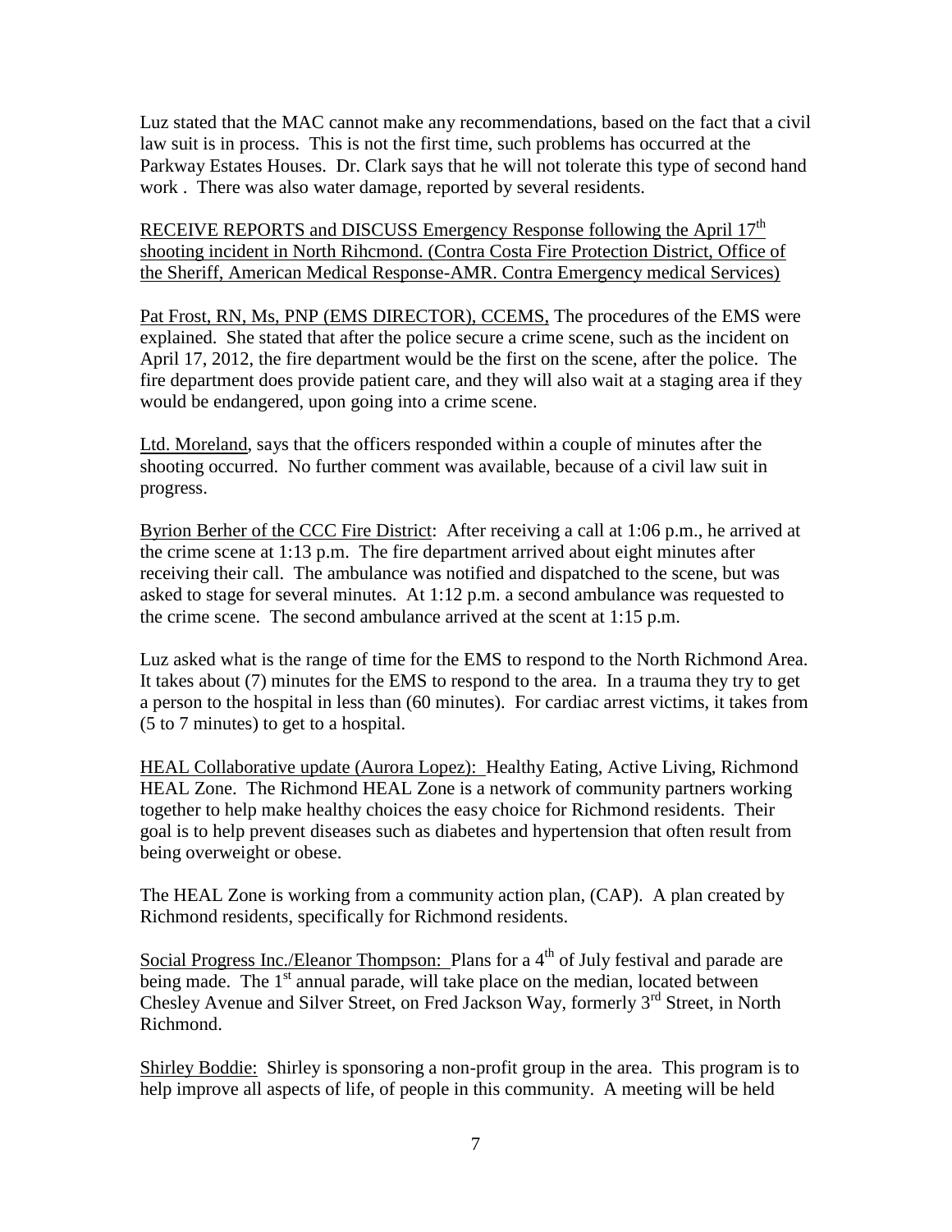Luz stated that the MAC cannot make any recommendations, based on the fact that a civil law suit is in process. This is not the first time, such problems has occurred at the Parkway Estates Houses. Dr. Clark says that he will not tolerate this type of second hand work . There was also water damage, reported by several residents.

RECEIVE REPORTS and DISCUSS Emergency Response following the April 17th shooting incident in North Rihcmond. (Contra Costa Fire Protection District, Office of the Sheriff, American Medical Response-AMR. Contra Emergency medical Services)

Pat Frost, RN, Ms, PNP (EMS DIRECTOR), CCEMS, The procedures of the EMS were explained. She stated that after the police secure a crime scene, such as the incident on April 17, 2012, the fire department would be the first on the scene, after the police. The fire department does provide patient care, and they will also wait at a staging area if they would be endangered, upon going into a crime scene.

Ltd. Moreland, says that the officers responded within a couple of minutes after the shooting occurred. No further comment was available, because of a civil law suit in progress.

Byrion Berher of the CCC Fire District: After receiving a call at 1:06 p.m., he arrived at the crime scene at 1:13 p.m. The fire department arrived about eight minutes after receiving their call. The ambulance was notified and dispatched to the scene, but was asked to stage for several minutes. At 1:12 p.m. a second ambulance was requested to the crime scene. The second ambulance arrived at the scent at 1:15 p.m.

Luz asked what is the range of time for the EMS to respond to the North Richmond Area. It takes about (7) minutes for the EMS to respond to the area. In a trauma they try to get a person to the hospital in less than (60 minutes). For cardiac arrest victims, it takes from (5 to 7 minutes) to get to a hospital.

HEAL Collaborative update (Aurora Lopez): Healthy Eating, Active Living, Richmond HEAL Zone. The Richmond HEAL Zone is a network of community partners working together to help make healthy choices the easy choice for Richmond residents. Their goal is to help prevent diseases such as diabetes and hypertension that often result from being overweight or obese.

The HEAL Zone is working from a community action plan, (CAP). A plan created by Richmond residents, specifically for Richmond residents.

Social Progress Inc./Eleanor Thompson: Plans for a 4th of July festival and parade are being made. The 1st annual parade, will take place on the median, located between Chesley Avenue and Silver Street, on Fred Jackson Way, formerly 3rd Street, in North Richmond.

Shirley Boddie: Shirley is sponsoring a non-profit group in the area. This program is to help improve all aspects of life, of people in this community. A meeting will be held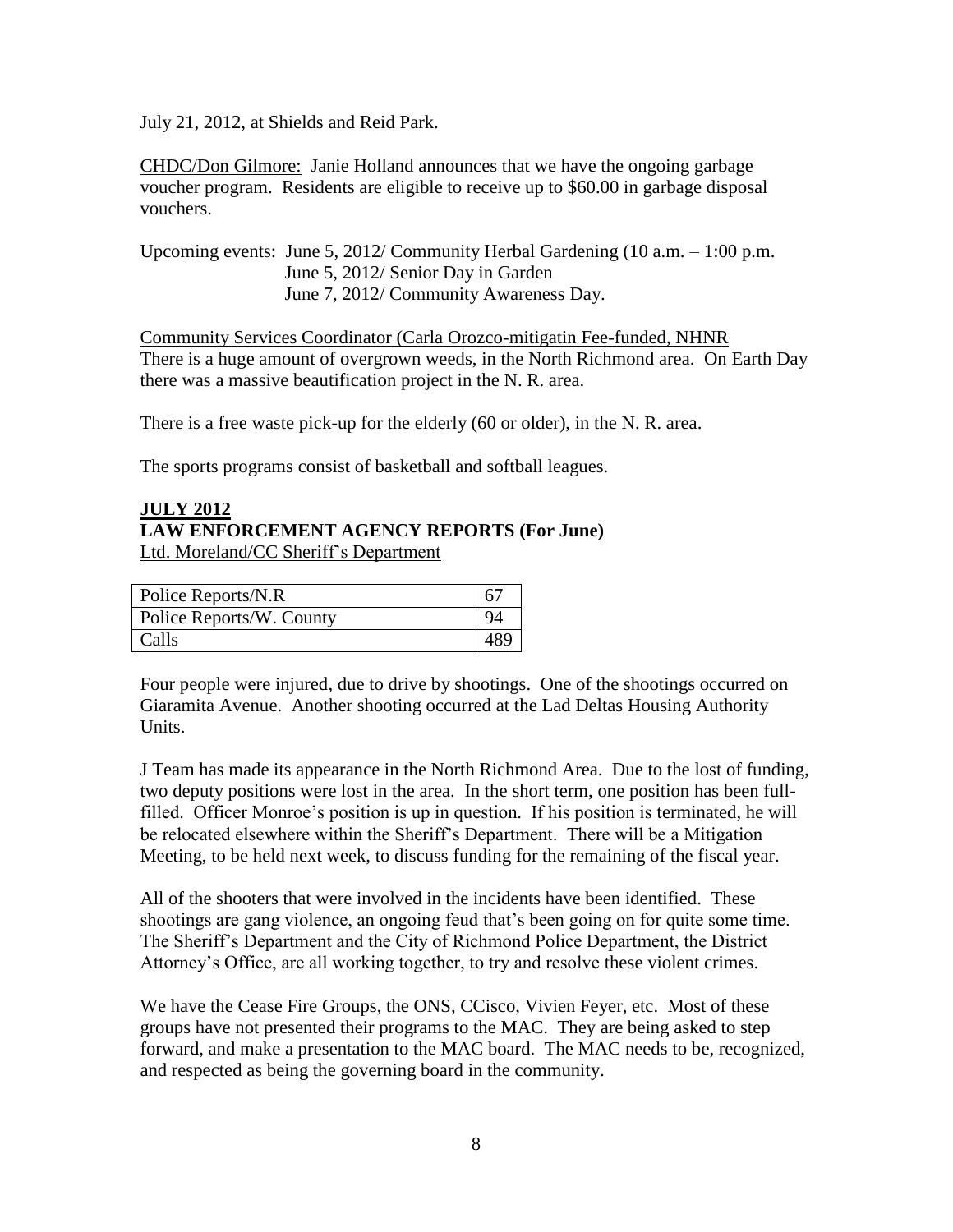July 21, 2012, at Shields and Reid Park.

CHDC/Don Gilmore: Janie Holland announces that we have the ongoing garbage voucher program. Residents are eligible to receive up to $60.00 in garbage disposal vouchers.

Upcoming events: June 5, 2012/ Community Herbal Gardening (10 a.m. – 1:00 p.m.
June 5, 2012/ Senior Day in Garden
June 7, 2012/ Community Awareness Day.

Community Services Coordinator (Carla Orozco-mitigatin Fee-funded, NHNR
There is a huge amount of overgrown weeds, in the North Richmond area. On Earth Day there was a massive beautification project in the N. R. area.

There is a free waste pick-up for the elderly (60 or older), in the N. R. area.

The sports programs consist of basketball and softball leagues.

**JULY 2012**

**LAW ENFORCEMENT AGENCY REPORTS (For June)**

Ltd. Moreland/CC Sheriff's Department

| | |
|---|---|
| Police Reports/N.R | 67 |
| Police Reports/W. County | 94 |
| Calls | 489 |

Four people were injured, due to drive by shootings. One of the shootings occurred on Giaramita Avenue. Another shooting occurred at the Lad Deltas Housing Authority Units.

J Team has made its appearance in the North Richmond Area. Due to the lost of funding, two deputy positions were lost in the area. In the short term, one position has been full-filled. Officer Monroe's position is up in question. If his position is terminated, he will be relocated elsewhere within the Sheriff's Department. There will be a Mitigation Meeting, to be held next week, to discuss funding for the remaining of the fiscal year.

All of the shooters that were involved in the incidents have been identified. These shootings are gang violence, an ongoing feud that's been going on for quite some time. The Sheriff's Department and the City of Richmond Police Department, the District Attorney's Office, are all working together, to try and resolve these violent crimes.

We have the Cease Fire Groups, the ONS, CCisco, Vivien Feyer, etc. Most of these groups have not presented their programs to the MAC. They are being asked to step forward, and make a presentation to the MAC board. The MAC needs to be, recognized, and respected as being the governing board in the community.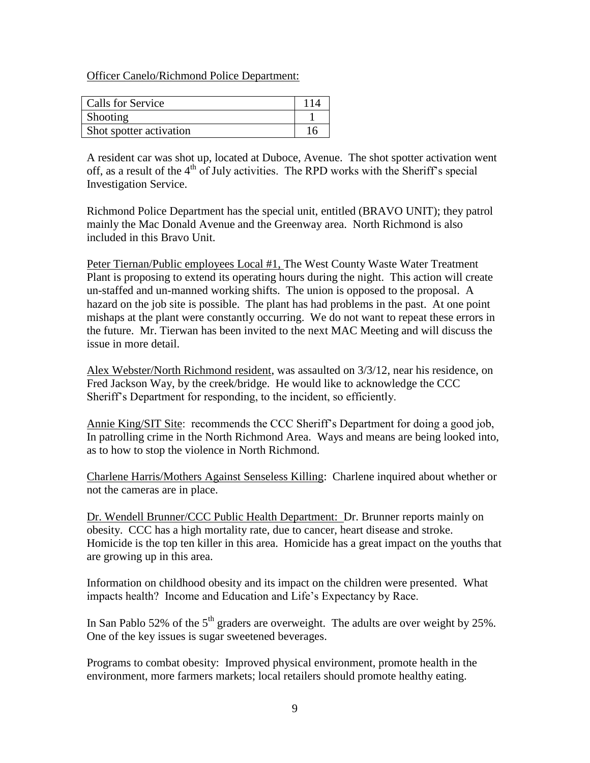Officer Canelo/Richmond Police Department:

| Calls for Service | 114 |
|---|---|
| Shooting | 1 |
| Shot spotter activation | 16 |

A resident car was shot up, located at Duboce, Avenue. The shot spotter activation went off, as a result of the 4th of July activities. The RPD works with the Sheriff's special Investigation Service.

Richmond Police Department has the special unit, entitled (BRAVO UNIT); they patrol mainly the Mac Donald Avenue and the Greenway area. North Richmond is also included in this Bravo Unit.

Peter Tiernan/Public employees Local #1, The West County Waste Water Treatment Plant is proposing to extend its operating hours during the night. This action will create un-staffed and un-manned working shifts. The union is opposed to the proposal. A hazard on the job site is possible. The plant has had problems in the past. At one point mishaps at the plant were constantly occurring. We do not want to repeat these errors in the future. Mr. Tierwan has been invited to the next MAC Meeting and will discuss the issue in more detail.

Alex Webster/North Richmond resident, was assaulted on 3/3/12, near his residence, on Fred Jackson Way, by the creek/bridge. He would like to acknowledge the CCC Sheriff's Department for responding, to the incident, so efficiently.

Annie King/SIT Site: recommends the CCC Sheriff's Department for doing a good job, In patrolling crime in the North Richmond Area. Ways and means are being looked into, as to how to stop the violence in North Richmond.

Charlene Harris/Mothers Against Senseless Killing: Charlene inquired about whether or not the cameras are in place.

Dr. Wendell Brunner/CCC Public Health Department: Dr. Brunner reports mainly on obesity. CCC has a high mortality rate, due to cancer, heart disease and stroke. Homicide is the top ten killer in this area. Homicide has a great impact on the youths that are growing up in this area.

Information on childhood obesity and its impact on the children were presented. What impacts health? Income and Education and Life's Expectancy by Race.

In San Pablo 52% of the 5th graders are overweight. The adults are over weight by 25%. One of the key issues is sugar sweetened beverages.

Programs to combat obesity: Improved physical environment, promote health in the environment, more farmers markets; local retailers should promote healthy eating.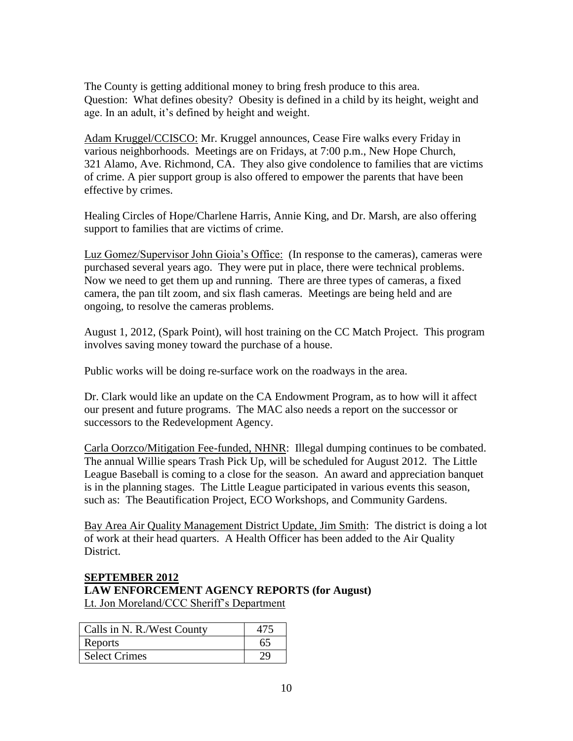The County is getting additional money to bring fresh produce to this area.
Question: What defines obesity? Obesity is defined in a child by its height, weight and age. In an adult, it's defined by height and weight.

<u>Adam Kruggel/CCISCO:</u> Mr. Kruggel announces, Cease Fire walks every Friday in various neighborhoods. Meetings are on Fridays, at 7:00 p.m., New Hope Church, 321 Alamo, Ave. Richmond, CA. They also give condolence to families that are victims of crime. A pier support group is also offered to empower the parents that have been effective by crimes.

Healing Circles of Hope/Charlene Harris, Annie King, and Dr. Marsh, are also offering support to families that are victims of crime.

<u>Luz Gomez/Supervisor John Gioia's Office:</u> (In response to the cameras), cameras were purchased several years ago. They were put in place, there were technical problems. Now we need to get them up and running. There are three types of cameras, a fixed camera, the pan tilt zoom, and six flash cameras. Meetings are being held and are ongoing, to resolve the cameras problems.

August 1, 2012, (Spark Point), will host training on the CC Match Project. This program involves saving money toward the purchase of a house.

Public works will be doing re-surface work on the roadways in the area.

Dr. Clark would like an update on the CA Endowment Program, as to how will it affect our present and future programs. The MAC also needs a report on the successor or successors to the Redevelopment Agency.

<u>Carla Oorzco/Mitigation Fee-funded, NHNR</u>: Illegal dumping continues to be combated. The annual Willie spears Trash Pick Up, will be scheduled for August 2012. The Little League Baseball is coming to a close for the season. An award and appreciation banquet is in the planning stages. The Little League participated in various events this season, such as: The Beautification Project, ECO Workshops, and Community Gardens.

<u>Bay Area Air Quality Management District Update, Jim Smith</u>: The district is doing a lot of work at their head quarters. A Health Officer has been added to the Air Quality District.

**<u>SEPTEMBER 2012</u>**

**LAW ENFORCEMENT AGENCY REPORTS (for August)**

<u>Lt. Jon Moreland/CCC Sheriff's Department</u>

| Calls in N. R./West County | 475 |
|---|---|
| Reports | 65 |
| Select Crimes | 29 |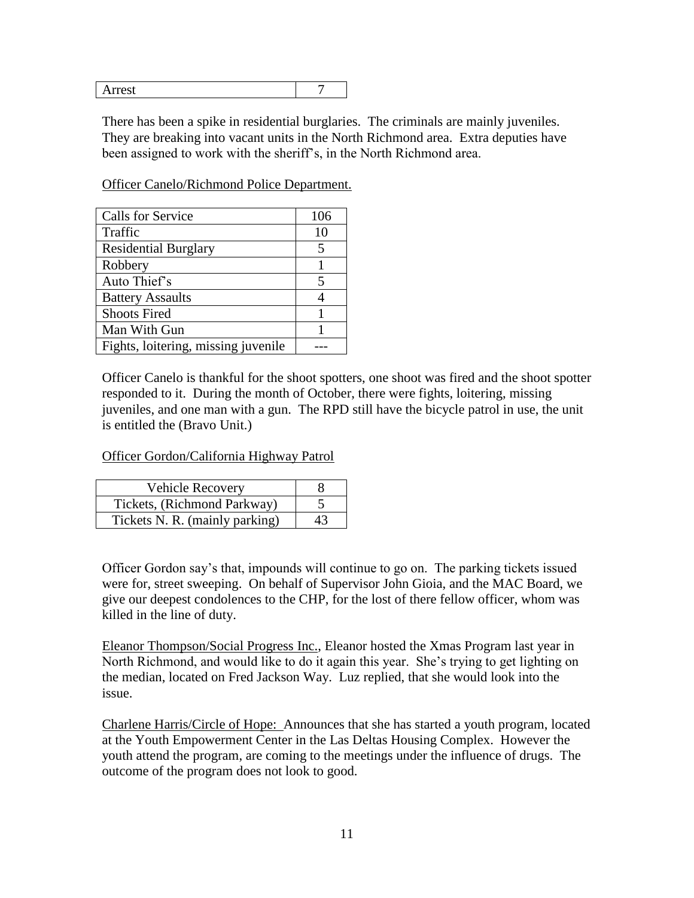| Arrest | 7 |
|---|---|

There has been a spike in residential burglaries. The criminals are mainly juveniles. They are breaking into vacant units in the North Richmond area. Extra deputies have been assigned to work with the sheriff's, in the North Richmond area.

Officer Canelo/Richmond Police Department.

| Calls for Service | 106 |
|---|---|
| Traffic | 10 |
| Residential Burglary | 5 |
| Robbery | 1 |
| Auto Thief's | 5 |
| Battery Assaults | 4 |
| Shoots Fired | 1 |
| Man With Gun | 1 |
| Fights, loitering, missing juvenile | --- |

Officer Canelo is thankful for the shoot spotters, one shoot was fired and the shoot spotter responded to it. During the month of October, there were fights, loitering, missing juveniles, and one man with a gun. The RPD still have the bicycle patrol in use, the unit is entitled the (Bravo Unit.)

Officer Gordon/California Highway Patrol

| Vehicle Recovery | 8 |
|---|---|
| Tickets, (Richmond Parkway) | 5 |
| Tickets N. R. (mainly parking) | 43 |

Officer Gordon say's that, impounds will continue to go on. The parking tickets issued were for, street sweeping. On behalf of Supervisor John Gioia, and the MAC Board, we give our deepest condolences to the CHP, for the lost of there fellow officer, whom was killed in the line of duty.

Eleanor Thompson/Social Progress Inc., Eleanor hosted the Xmas Program last year in North Richmond, and would like to do it again this year. She's trying to get lighting on the median, located on Fred Jackson Way. Luz replied, that she would look into the issue.

Charlene Harris/Circle of Hope: Announces that she has started a youth program, located at the Youth Empowerment Center in the Las Deltas Housing Complex. However the youth attend the program, are coming to the meetings under the influence of drugs. The outcome of the program does not look to good.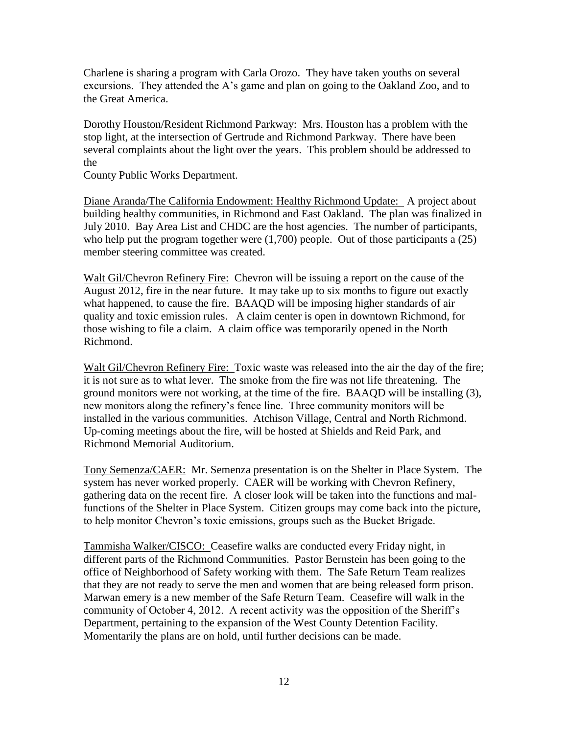Charlene is sharing a program with Carla Orozo. They have taken youths on several excursions. They attended the A's game and plan on going to the Oakland Zoo, and to the Great America.

Dorothy Houston/Resident Richmond Parkway: Mrs. Houston has a problem with the stop light, at the intersection of Gertrude and Richmond Parkway. There have been several complaints about the light over the years. This problem should be addressed to the
County Public Works Department.

<u>Diane Aranda/The California Endowment: Healthy Richmond Update:</u> A project about building healthy communities, in Richmond and East Oakland. The plan was finalized in July 2010. Bay Area List and CHDC are the host agencies. The number of participants, who help put the program together were (1,700) people. Out of those participants a (25) member steering committee was created.

<u>Walt Gil/Chevron Refinery Fire:</u> Chevron will be issuing a report on the cause of the August 2012, fire in the near future. It may take up to six months to figure out exactly what happened, to cause the fire. BAAQD will be imposing higher standards of air quality and toxic emission rules. A claim center is open in downtown Richmond, for those wishing to file a claim. A claim office was temporarily opened in the North Richmond.

<u>Walt Gil/Chevron Refinery Fire:</u> Toxic waste was released into the air the day of the fire; it is not sure as to what lever. The smoke from the fire was not life threatening. The ground monitors were not working, at the time of the fire. BAAQD will be installing (3), new monitors along the refinery's fence line. Three community monitors will be installed in the various communities. Atchison Village, Central and North Richmond. Up-coming meetings about the fire, will be hosted at Shields and Reid Park, and Richmond Memorial Auditorium.

<u>Tony Semenza/CAER:</u> Mr. Semenza presentation is on the Shelter in Place System. The system has never worked properly. CAER will be working with Chevron Refinery, gathering data on the recent fire. A closer look will be taken into the functions and mal-functions of the Shelter in Place System. Citizen groups may come back into the picture, to help monitor Chevron's toxic emissions, groups such as the Bucket Brigade.

<u>Tammisha Walker/CISCO:</u> Ceasefire walks are conducted every Friday night, in different parts of the Richmond Communities. Pastor Bernstein has been going to the office of Neighborhood of Safety working with them. The Safe Return Team realizes that they are not ready to serve the men and women that are being released form prison. Marwan emery is a new member of the Safe Return Team. Ceasefire will walk in the community of October 4, 2012. A recent activity was the opposition of the Sheriff's Department, pertaining to the expansion of the West County Detention Facility. Momentarily the plans are on hold, until further decisions can be made.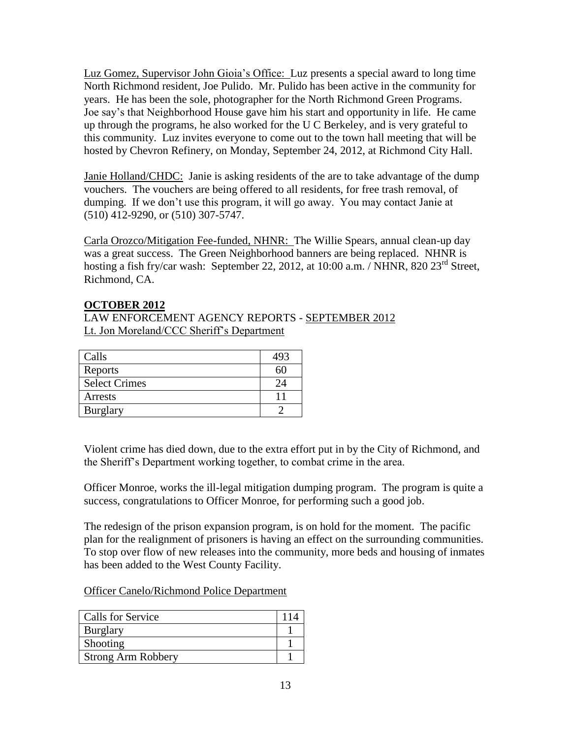Luz Gomez, Supervisor John Gioia's Office: Luz presents a special award to long time North Richmond resident, Joe Pulido. Mr. Pulido has been active in the community for years. He has been the sole, photographer for the North Richmond Green Programs. Joe say's that Neighborhood House gave him his start and opportunity in life. He came up through the programs, he also worked for the U C Berkeley, and is very grateful to this community. Luz invites everyone to come out to the town hall meeting that will be hosted by Chevron Refinery, on Monday, September 24, 2012, at Richmond City Hall.

Janie Holland/CHDC: Janie is asking residents of the are to take advantage of the dump vouchers. The vouchers are being offered to all residents, for free trash removal, of dumping. If we don't use this program, it will go away. You may contact Janie at (510) 412-9290, or (510) 307-5747.

Carla Orozco/Mitigation Fee-funded, NHNR: The Willie Spears, annual clean-up day was a great success. The Green Neighborhood banners are being replaced. NHNR is hosting a fish fry/car wash: September 22, 2012, at 10:00 a.m. / NHNR, 820 23rd Street, Richmond, CA.

## OCTOBER 2012

LAW ENFORCEMENT AGENCY REPORTS - SEPTEMBER 2012

Lt. Jon Moreland/CCC Sheriff's Department

| Calls | 493 |
|---|---|
| Reports | 60 |
| Select Crimes | 24 |
| Arrests | 11 |
| Burglary | 2 |

Violent crime has died down, due to the extra effort put in by the City of Richmond, and the Sheriff's Department working together, to combat crime in the area.

Officer Monroe, works the ill-legal mitigation dumping program. The program is quite a success, congratulations to Officer Monroe, for performing such a good job.

The redesign of the prison expansion program, is on hold for the moment. The pacific plan for the realignment of prisoners is having an effect on the surrounding communities. To stop over flow of new releases into the community, more beds and housing of inmates has been added to the West County Facility.

Officer Canelo/Richmond Police Department

| Calls for Service | 114 |
|---|---|
| Burglary | 1 |
| Shooting | 1 |
| Strong Arm Robbery | 1 |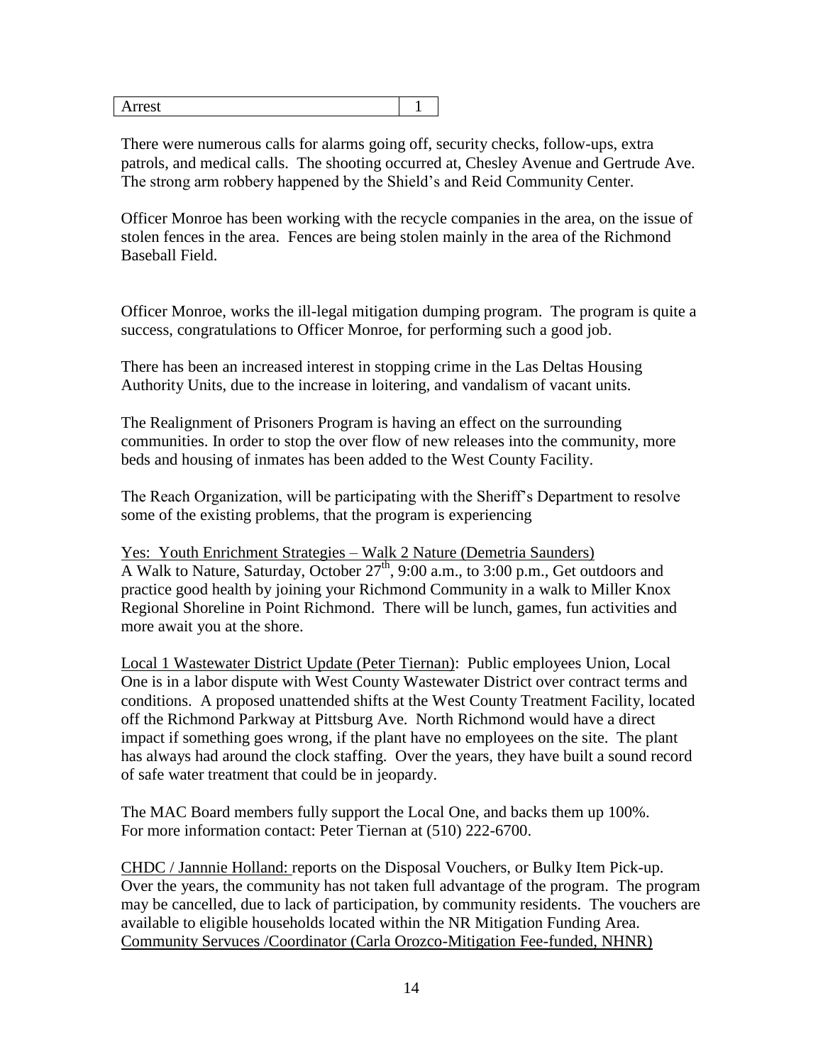| Arrest | 1 |
|---|---|

There were numerous calls for alarms going off, security checks, follow-ups, extra patrols, and medical calls. The shooting occurred at, Chesley Avenue and Gertrude Ave. The strong arm robbery happened by the Shield's and Reid Community Center.

Officer Monroe has been working with the recycle companies in the area, on the issue of stolen fences in the area. Fences are being stolen mainly in the area of the Richmond Baseball Field.

Officer Monroe, works the ill-legal mitigation dumping program. The program is quite a success, congratulations to Officer Monroe, for performing such a good job.

There has been an increased interest in stopping crime in the Las Deltas Housing Authority Units, due to the increase in loitering, and vandalism of vacant units.

The Realignment of Prisoners Program is having an effect on the surrounding communities. In order to stop the over flow of new releases into the community, more beds and housing of inmates has been added to the West County Facility.

The Reach Organization, will be participating with the Sheriff's Department to resolve some of the existing problems, that the program is experiencing

Yes: Youth Enrichment Strategies – Walk 2 Nature (Demetria Saunders)
A Walk to Nature, Saturday, October 27th, 9:00 a.m., to 3:00 p.m., Get outdoors and practice good health by joining your Richmond Community in a walk to Miller Knox Regional Shoreline in Point Richmond. There will be lunch, games, fun activities and more await you at the shore.

Local 1 Wastewater District Update (Peter Tiernan): Public employees Union, Local One is in a labor dispute with West County Wastewater District over contract terms and conditions. A proposed unattended shifts at the West County Treatment Facility, located off the Richmond Parkway at Pittsburg Ave. North Richmond would have a direct impact if something goes wrong, if the plant have no employees on the site. The plant has always had around the clock staffing. Over the years, they have built a sound record of safe water treatment that could be in jeopardy.

The MAC Board members fully support the Local One, and backs them up 100%.
For more information contact: Peter Tiernan at (510) 222-6700.

CHDC / Jannnie Holland: reports on the Disposal Vouchers, or Bulky Item Pick-up. Over the years, the community has not taken full advantage of the program. The program may be cancelled, due to lack of participation, by community residents. The vouchers are available to eligible households located within the NR Mitigation Funding Area.
Community Servuces /Coordinator (Carla Orozco-Mitigation Fee-funded, NHNR)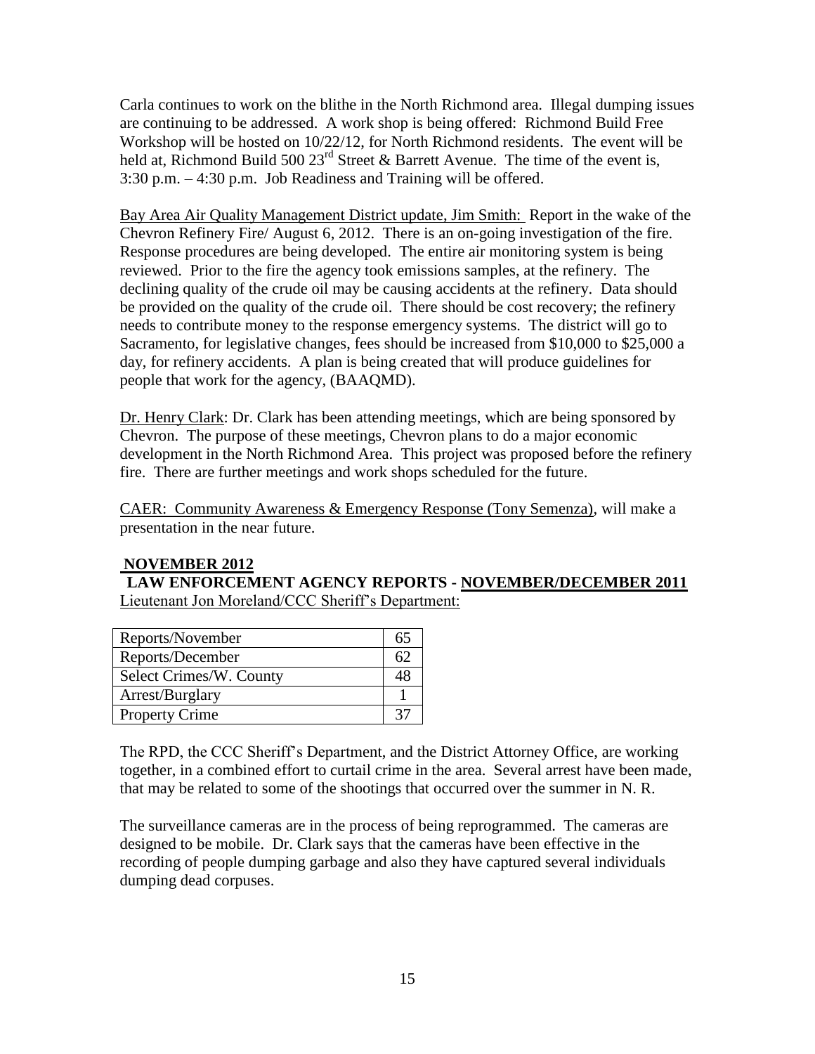Carla continues to work on the blithe in the North Richmond area. Illegal dumping issues are continuing to be addressed. A work shop is being offered: Richmond Build Free Workshop will be hosted on 10/22/12, for North Richmond residents. The event will be held at, Richmond Build 500 23rd Street & Barrett Avenue. The time of the event is, 3:30 p.m. – 4:30 p.m. Job Readiness and Training will be offered.

Bay Area Air Quality Management District update, Jim Smith: Report in the wake of the Chevron Refinery Fire/ August 6, 2012. There is an on-going investigation of the fire. Response procedures are being developed. The entire air monitoring system is being reviewed. Prior to the fire the agency took emissions samples, at the refinery. The declining quality of the crude oil may be causing accidents at the refinery. Data should be provided on the quality of the crude oil. There should be cost recovery; the refinery needs to contribute money to the response emergency systems. The district will go to Sacramento, for legislative changes, fees should be increased from $10,000 to $25,000 a day, for refinery accidents. A plan is being created that will produce guidelines for people that work for the agency, (BAAQMD).

Dr. Henry Clark: Dr. Clark has been attending meetings, which are being sponsored by Chevron. The purpose of these meetings, Chevron plans to do a major economic development in the North Richmond Area. This project was proposed before the refinery fire. There are further meetings and work shops scheduled for the future.

CAER: Community Awareness & Emergency Response (Tony Semenza), will make a presentation in the near future.

**NOVEMBER 2012**

**LAW ENFORCEMENT AGENCY REPORTS - NOVEMBER/DECEMBER 2011**

Lieutenant Jon Moreland/CCC Sheriff's Department:

| | |
|---|---|
| Reports/November | 65 |
| Reports/December | 62 |
| Select Crimes/W. County | 48 |
| Arrest/Burglary | 1 |
| Property Crime | 37 |

The RPD, the CCC Sheriff's Department, and the District Attorney Office, are working together, in a combined effort to curtail crime in the area. Several arrest have been made, that may be related to some of the shootings that occurred over the summer in N. R.

The surveillance cameras are in the process of being reprogrammed. The cameras are designed to be mobile. Dr. Clark says that the cameras have been effective in the recording of people dumping garbage and also they have captured several individuals dumping dead corpuses.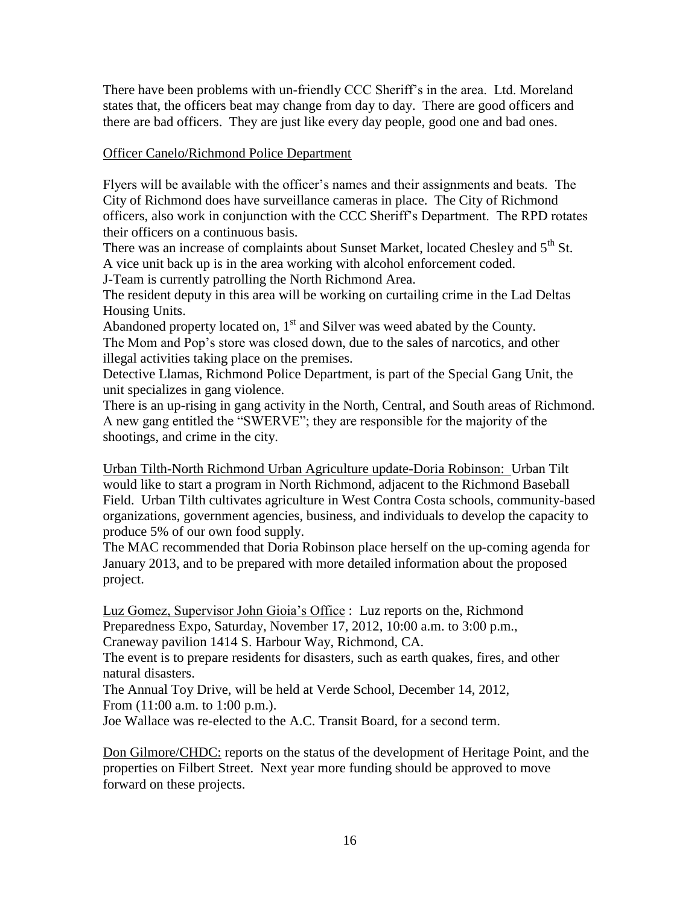There have been problems with un-friendly CCC Sheriff's in the area. Ltd. Moreland states that, the officers beat may change from day to day. There are good officers and there are bad officers. They are just like every day people, good one and bad ones.

Officer Canelo/Richmond Police Department

Flyers will be available with the officer's names and their assignments and beats. The City of Richmond does have surveillance cameras in place. The City of Richmond officers, also work in conjunction with the CCC Sheriff's Department. The RPD rotates their officers on a continuous basis.

There was an increase of complaints about Sunset Market, located Chesley and 5th St.

A vice unit back up is in the area working with alcohol enforcement coded.

J-Team is currently patrolling the North Richmond Area.

The resident deputy in this area will be working on curtailing crime in the Lad Deltas Housing Units.

Abandoned property located on, 1st and Silver was weed abated by the County.

The Mom and Pop's store was closed down, due to the sales of narcotics, and other illegal activities taking place on the premises.

Detective Llamas, Richmond Police Department, is part of the Special Gang Unit, the unit specializes in gang violence.

There is an up-rising in gang activity in the North, Central, and South areas of Richmond. A new gang entitled the "SWERVE"; they are responsible for the majority of the shootings, and crime in the city.

Urban Tilth-North Richmond Urban Agriculture update-Doria Robinson: Urban Tilt would like to start a program in North Richmond, adjacent to the Richmond Baseball Field. Urban Tilth cultivates agriculture in West Contra Costa schools, community-based organizations, government agencies, business, and individuals to develop the capacity to produce 5% of our own food supply.

The MAC recommended that Doria Robinson place herself on the up-coming agenda for January 2013, and to be prepared with more detailed information about the proposed project.

Luz Gomez, Supervisor John Gioia's Office : Luz reports on the, Richmond Preparedness Expo, Saturday, November 17, 2012, 10:00 a.m. to 3:00 p.m., Craneway pavilion 1414 S. Harbour Way, Richmond, CA.

The event is to prepare residents for disasters, such as earth quakes, fires, and other natural disasters.

The Annual Toy Drive, will be held at Verde School, December 14, 2012, From (11:00 a.m. to 1:00 p.m.).

Joe Wallace was re-elected to the A.C. Transit Board, for a second term.

Don Gilmore/CHDC: reports on the status of the development of Heritage Point, and the properties on Filbert Street. Next year more funding should be approved to move forward on these projects.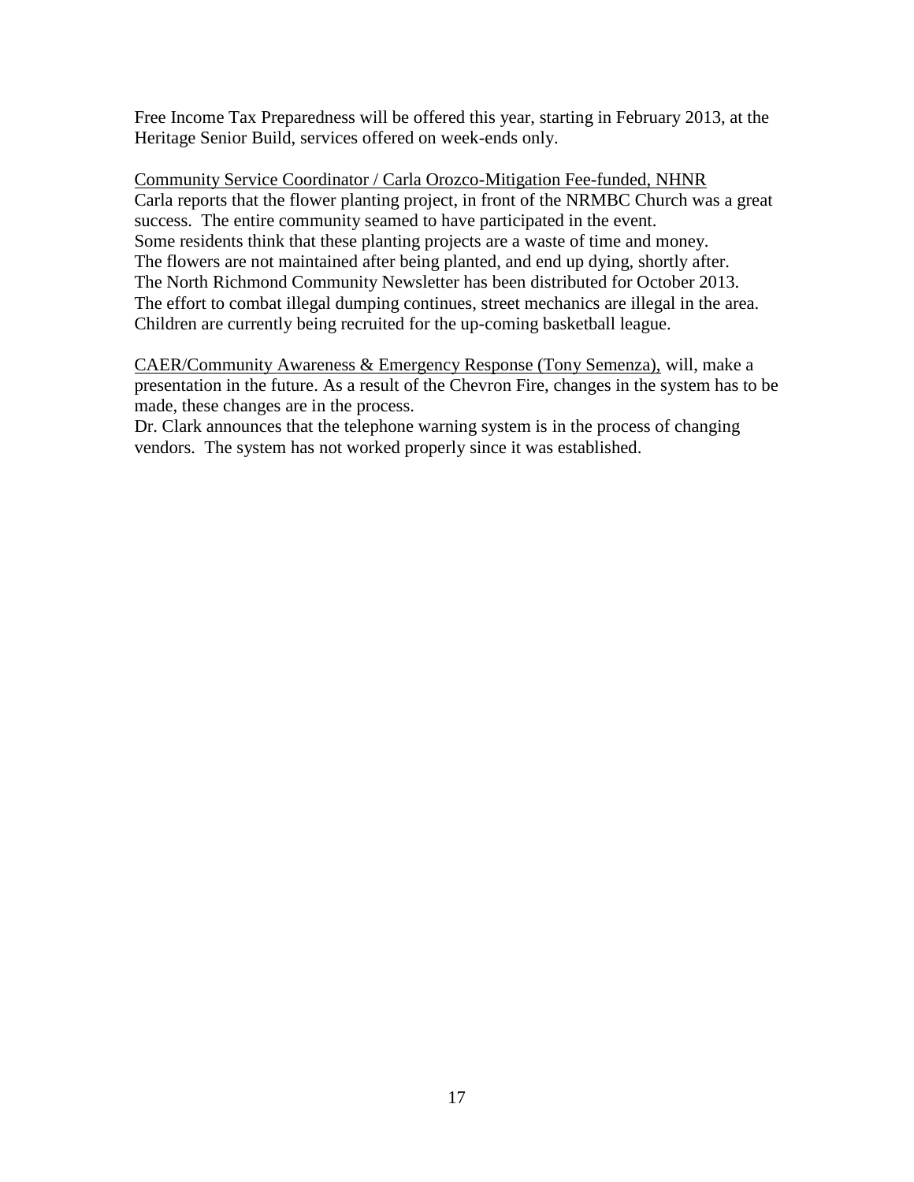Free Income Tax Preparedness will be offered this year, starting in February 2013, at the Heritage Senior Build, services offered on week-ends only.

Community Service Coordinator / Carla Orozco-Mitigation Fee-funded, NHNR
Carla reports that the flower planting project, in front of the NRMBC Church was a great success. The entire community seamed to have participated in the event.
Some residents think that these planting projects are a waste of time and money.
The flowers are not maintained after being planted, and end up dying, shortly after.
The North Richmond Community Newsletter has been distributed for October 2013.
The effort to combat illegal dumping continues, street mechanics are illegal in the area.
Children are currently being recruited for the up-coming basketball league.

CAER/Community Awareness & Emergency Response (Tony Semenza), will, make a presentation in the future. As a result of the Chevron Fire, changes in the system has to be made, these changes are in the process.
Dr. Clark announces that the telephone warning system is in the process of changing vendors. The system has not worked properly since it was established.